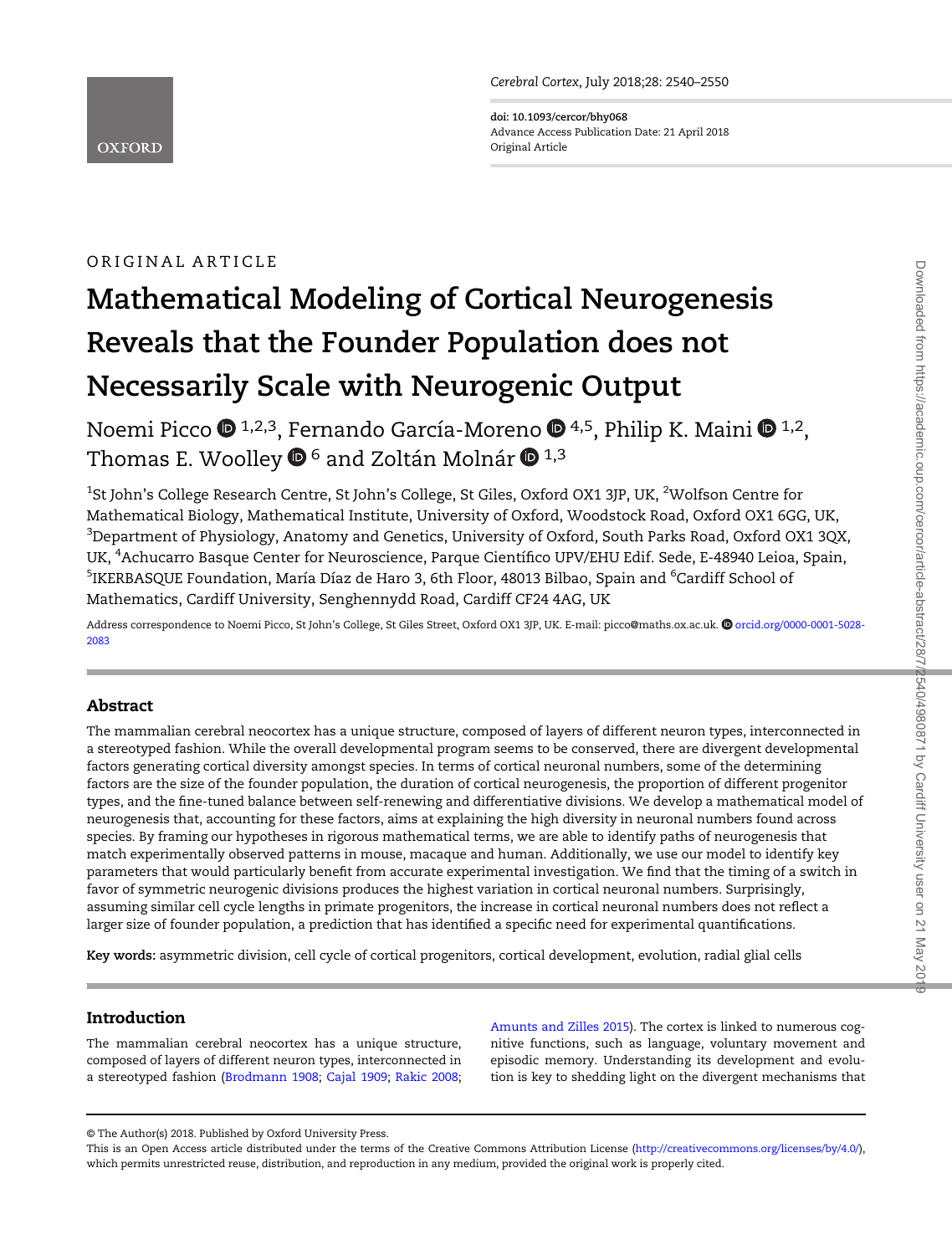ORIGINAL ARTICLE

# Mathematical Modeling of Cortical Neurogenesis Reveals that the Founder Population does not Necessarily Scale with Neurogenic Output

Noemi Picco [1,2,3], Fernando García-Moreno [4,5], Philip K. Maini [1,2], Thomas E. Woolley [6] and Zoltán Molnár [1,3]

[1]St John's College Research Centre, St John's College, St Giles, Oxford OX1 3JP, UK, [2]Wolfson Centre for Mathematical Biology, Mathematical Institute, University of Oxford, Woodstock Road, Oxford OX1 6GG, UK, [3]Department of Physiology, Anatomy and Genetics, University of Oxford, South Parks Road, Oxford OX1 3QX, UK, [4]Achucarro Basque Center for Neuroscience, Parque Científico UPV/EHU Edif. Sede, E-48940 Leioa, Spain, [5]IKERBASQUE Foundation, María Díaz de Haro 3, 6th Floor, 48013 Bilbao, Spain and [6]Cardiff School of Mathematics, Cardiff University, Senghennydd Road, Cardiff CF24 4AG, UK

Address correspondence to Noemi Picco, St John's College, St Giles Street, Oxford OX1 3JP, UK. E-mail: picco@maths.ox.ac.uk. orcid.org/0000-0001-5028-2083

## Abstract

The mammalian cerebral neocortex has a unique structure, composed of layers of different neuron types, interconnected in a stereotyped fashion. While the overall developmental program seems to be conserved, there are divergent developmental factors generating cortical diversity amongst species. In terms of cortical neuronal numbers, some of the determining factors are the size of the founder population, the duration of cortical neurogenesis, the proportion of different progenitor types, and the fine-tuned balance between self-renewing and differentiative divisions. We develop a mathematical model of neurogenesis that, accounting for these factors, aims at explaining the high diversity in neuronal numbers found across species. By framing our hypotheses in rigorous mathematical terms, we are able to identify paths of neurogenesis that match experimentally observed patterns in mouse, macaque and human. Additionally, we use our model to identify key parameters that would particularly benefit from accurate experimental investigation. We find that the timing of a switch in favor of symmetric neurogenic divisions produces the highest variation in cortical neuronal numbers. Surprisingly, assuming similar cell cycle lengths in primate progenitors, the increase in cortical neuronal numbers does not reflect a larger size of founder population, a prediction that has identified a specific need for experimental quantifications.

**Key words:** asymmetric division, cell cycle of cortical progenitors, cortical development, evolution, radial glial cells

## Introduction

The mammalian cerebral neocortex has a unique structure, composed of layers of different neuron types, interconnected in a stereotyped fashion (Brodmann 1908; Cajal 1909; Rakic 2008; Amunts and Zilles 2015). The cortex is linked to numerous cognitive functions, such as language, voluntary movement and episodic memory. Understanding its development and evolution is key to shedding light on the divergent mechanisms that

© The Author(s) 2018. Published by Oxford University Press.
This is an Open Access article distributed under the terms of the Creative Commons Attribution License (http://creativecommons.org/licenses/by/4.0/), which permits unrestricted reuse, distribution, and reproduction in any medium, provided the original work is properly cited.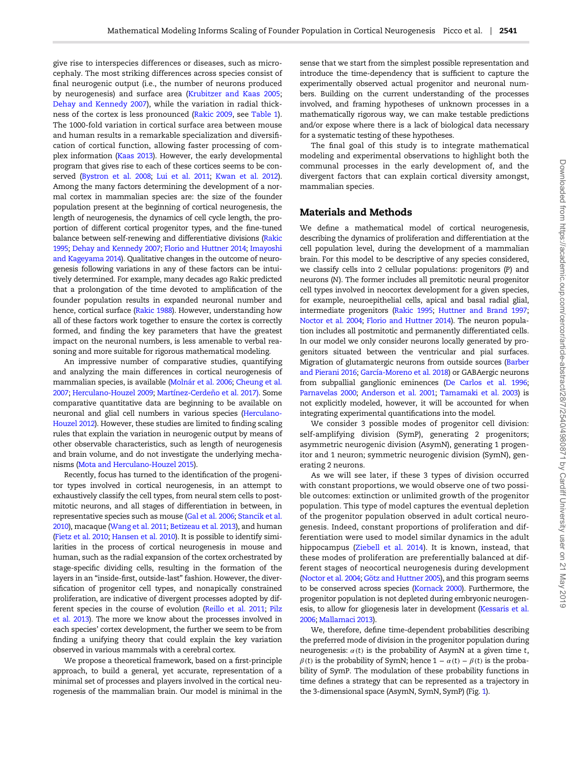give rise to interspecies differences or diseases, such as microcephaly. The most striking differences across species consist of final neurogenic output (i.e., the number of neurons produced by neurogenesis) and surface area (Krubitzer and Kaas 2005; Dehay and Kennedy 2007), while the variation in radial thickness of the cortex is less pronounced (Rakic 2009, see Table 1). The 1000-fold variation in cortical surface area between mouse and human results in a remarkable specialization and diversification of cortical function, allowing faster processing of complex information (Kaas 2013). However, the early developmental program that gives rise to each of these cortices seems to be conserved (Bystron et al. 2008; Lui et al. 2011; Kwan et al. 2012). Among the many factors determining the development of a normal cortex in mammalian species are: the size of the founder population present at the beginning of cortical neurogenesis, the length of neurogenesis, the dynamics of cell cycle length, the proportion of different cortical progenitor types, and the fine-tuned balance between self-renewing and differentiative divisions (Rakic 1995; Dehay and Kennedy 2007; Florio and Huttner 2014; Imayoshi and Kageyama 2014). Qualitative changes in the outcome of neurogenesis following variations in any of these factors can be intuitively determined. For example, many decades ago Rakic predicted that a prolongation of the time devoted to amplification of the founder population results in expanded neuronal number and hence, cortical surface (Rakic 1988). However, understanding how all of these factors work together to ensure the cortex is correctly formed, and finding the key parameters that have the greatest impact on the neuronal numbers, is less amenable to verbal reasoning and more suitable for rigorous mathematical modeling.

An impressive number of comparative studies, quantifying and analyzing the main differences in cortical neurogenesis of mammalian species, is available (Molnár et al. 2006; Cheung et al. 2007; Herculano-Houzel 2009; Martínez-Cerdeño et al. 2017). Some comparative quantitative data are beginning to be available on neuronal and glial cell numbers in various species (Herculano-Houzel 2012). However, these studies are limited to finding scaling rules that explain the variation in neurogenic output by means of other observable characteristics, such as length of neurogenesis and brain volume, and do not investigate the underlying mechanisms (Mota and Herculano-Houzel 2015).

Recently, focus has turned to the identification of the progenitor types involved in cortical neurogenesis, in an attempt to exhaustively classify the cell types, from neural stem cells to postmitotic neurons, and all stages of differentiation in between, in representative species such as mouse (Gal et al. 2006; Stancik et al. 2010), macaque (Wang et al. 2011; Betizeau et al. 2013), and human (Fietz et al. 2010; Hansen et al. 2010). It is possible to identify similarities in the process of cortical neurogenesis in mouse and human, such as the radial expansion of the cortex orchestrated by stage-specific dividing cells, resulting in the formation of the layers in an "inside-first, outside-last" fashion. However, the diversification of progenitor cell types, and nonapically constrained proliferation, are indicative of divergent processes adopted by different species in the course of evolution (Reillo et al. 2011; Pilz et al. 2013). The more we know about the processes involved in each species' cortex development, the further we seem to be from finding a unifying theory that could explain the key variation observed in various mammals with a cerebral cortex.

We propose a theoretical framework, based on a first-principle approach, to build a general, yet accurate, representation of a minimal set of processes and players involved in the cortical neurogenesis of the mammalian brain. Our model is minimal in the sense that we start from the simplest possible representation and introduce the time-dependency that is sufficient to capture the experimentally observed actual progenitor and neuronal numbers. Building on the current understanding of the processes involved, and framing hypotheses of unknown processes in a mathematically rigorous way, we can make testable predictions and/or expose where there is a lack of biological data necessary for a systematic testing of these hypotheses.

The final goal of this study is to integrate mathematical modeling and experimental observations to highlight both the communal processes in the early development of, and the divergent factors that can explain cortical diversity amongst, mammalian species.

## Materials and Methods

We define a mathematical model of cortical neurogenesis, describing the dynamics of proliferation and differentiation at the cell population level, during the development of a mammalian brain. For this model to be descriptive of any species considered, we classify cells into 2 cellular populations: progenitors (*P*) and neurons (*N*). The former includes all premitotic neural progenitor cell types involved in neocortex development for a given species, for example, neuroepithelial cells, apical and basal radial glial, intermediate progenitors (Rakic 1995; Huttner and Brand 1997; Noctor et al. 2004; Florio and Huttner 2014). The neuron population includes all postmitotic and permanently differentiated cells. In our model we only consider neurons locally generated by progenitors situated between the ventricular and pial surfaces. Migration of glutamatergic neurons from outside sources (Barber and Pierani 2016; García-Moreno et al. 2018) or GABAergic neurons from subpallial ganglionic eminences (De Carlos et al. 1996; Parnavelas 2000; Anderson et al. 2001; Tamamaki et al. 2003) is not explicitly modeled, however, it will be accounted for when integrating experimental quantifications into the model.

We consider 3 possible modes of progenitor cell division: self-amplifying division (SymP), generating 2 progenitors; asymmetric neurogenic division (AsymN), generating 1 progenitor and 1 neuron; symmetric neurogenic division (SymN), generating 2 neurons.

As we will see later, if these 3 types of division occurred with constant proportions, we would observe one of two possible outcomes: extinction or unlimited growth of the progenitor population. This type of model captures the eventual depletion of the progenitor population observed in adult cortical neurogenesis. Indeed, constant proportions of proliferation and differentiation were used to model similar dynamics in the adult hippocampus (Ziebell et al. 2014). It is known, instead, that these modes of proliferation are preferentially balanced at different stages of neocortical neurogenesis during development (Noctor et al. 2004; Götz and Huttner 2005), and this program seems to be conserved across species (Kornack 2000). Furthermore, the progenitor population is not depleted during embryonic neurogenesis, to allow for gliogenesis later in development (Kessaris et al. 2006; Mallamaci 2013).

We, therefore, define time-dependent probabilities describing the preferred mode of division in the progenitor population during neurogenesis: $\alpha(t)$ is the probability of AsymN at a given time $t$, $\beta(t)$ is the probability of SymN; hence $1 - \alpha(t) - \beta(t)$ is the probability of SymP. The modulation of these probability functions in time defines a strategy that can be represented as a trajectory in the 3-dimensional space (AsymN, SymN, SymP) (Fig. 1).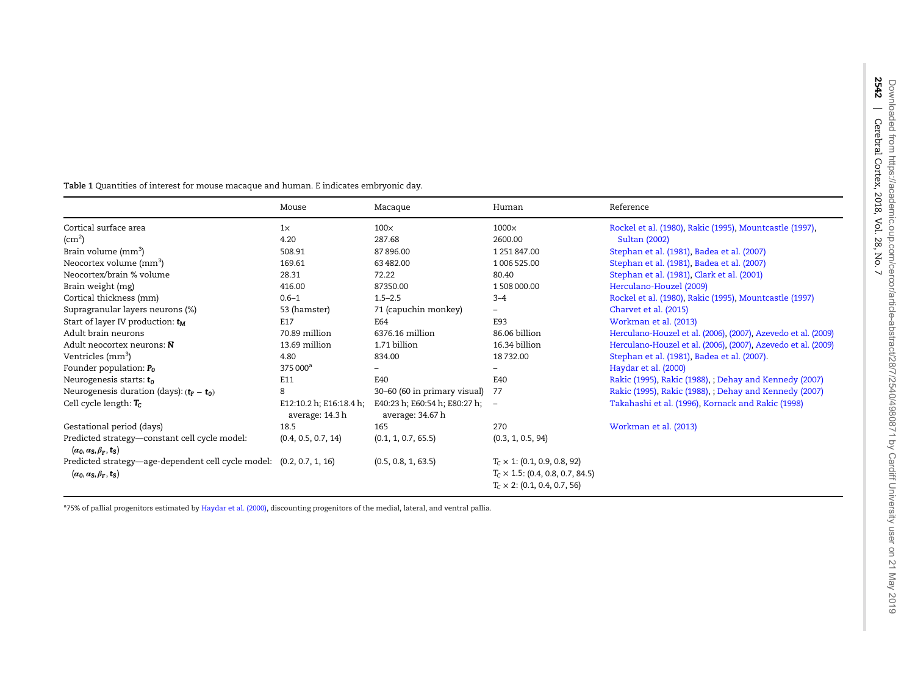**Table 1** Quantities of interest for mouse macaque and human. E indicates embryonic day.

| | Mouse | Macaque | Human | Reference |
|---|---|---|---|---|
| Cortical surface area ($cm^2$) | 1× 4.20 | 100× 287.68 | 1000× 2600.00 | Rockel et al. (1980), Rakic (1995), Mountcastle (1997), Sultan (2002) |
| Brain volume ($mm^3$) | 508.91 | 87 896.00 | 1 251 847.00 | Stephan et al. (1981), Badea et al. (2007) |
| Neocortex volume ($mm^3$) | 169.61 | 63 482.00 | 1 006 525.00 | Stephan et al. (1981), Badea et al. (2007) |
| Neocortex/brain % volume | 28.31 | 72.22 | 80.40 | Stephan et al. (1981), Clark et al. (2001) |
| Brain weight (mg) | 416.00 | 87350.00 | 1 508 000.00 | Herculano-Houzel (2009) |
| Cortical thickness (mm) | 0.6–1 | 1.5–2.5 | 3–4 | Rockel et al. (1980), Rakic (1995), Mountcastle (1997) |
| Supragranular layers neurons (%) | 53 (hamster) | 71 (capuchin monkey) | – | Charvet et al. (2015) |
| Start of layer IV production: $t_M$ | E17 | E64 | E93 | Workman et al. (2013) |
| Adult brain neurons | 70.89 million | 6376.16 million | 86.06 billion | Herculano-Houzel et al. (2006), (2007), Azevedo et al. (2009) |
| Adult neocortex neurons: $\bar{N}$ | 13.69 million | 1.71 billion | 16.34 billion | Herculano-Houzel et al. (2006), (2007), Azevedo et al. (2009) |
| Ventricles ($mm^3$) | 4.80 | 834.00 | 18 732.00 | Stephan et al. (1981), Badea et al. (2007). |
| Founder population: $P_0$ | 375 000[a] | – | – | Haydar et al. (2000) |
| Neurogenesis starts: $t_0$ | E11 | E40 | E40 | Rakic (1995), Rakic (1988), ; Dehay and Kennedy (2007) |
| Neurogenesis duration (days): $(t_F - t_0)$ | 8 | 30–60 (60 in primary visual) | 77 | Rakic (1995), Rakic (1988), ; Dehay and Kennedy (2007) |
| Cell cycle length: $T_C$ | E12:10.2 h; E16:18.4 h; average: 14.3 h | E40:23 h; E60:54 h; E80:27 h; average: 34.67 h | – | Takahashi et al. (1996), Kornack and Rakic (1998) |
| Gestational period (days) | 18.5 | 165 | 270 | Workman et al. (2013) |
| Predicted strategy—constant cell cycle model: $(\alpha_0, \alpha_S, \beta_F, t_S)$ | (0.4, 0.5, 0.7, 14) | (0.1, 1, 0.7, 65.5) | (0.3, 1, 0.5, 94) | |
| Predicted strategy—age-dependent cell cycle model: $(\alpha_0, \alpha_S, \beta_F, t_S)$ | (0.2, 0.7, 1, 16) | (0.5, 0.8, 1, 63.5) | $T_C \times 1$: (0.1, 0.9, 0.8, 92) $T_C \times 1.5$: (0.4, 0.8, 0.7, 84.5) $T_C \times 2$: (0.1, 0.4, 0.7, 56) | |

[a]75% of pallial progenitors estimated by Haydar et al. (2000), discounting progenitors of the medial, lateral, and ventral pallia.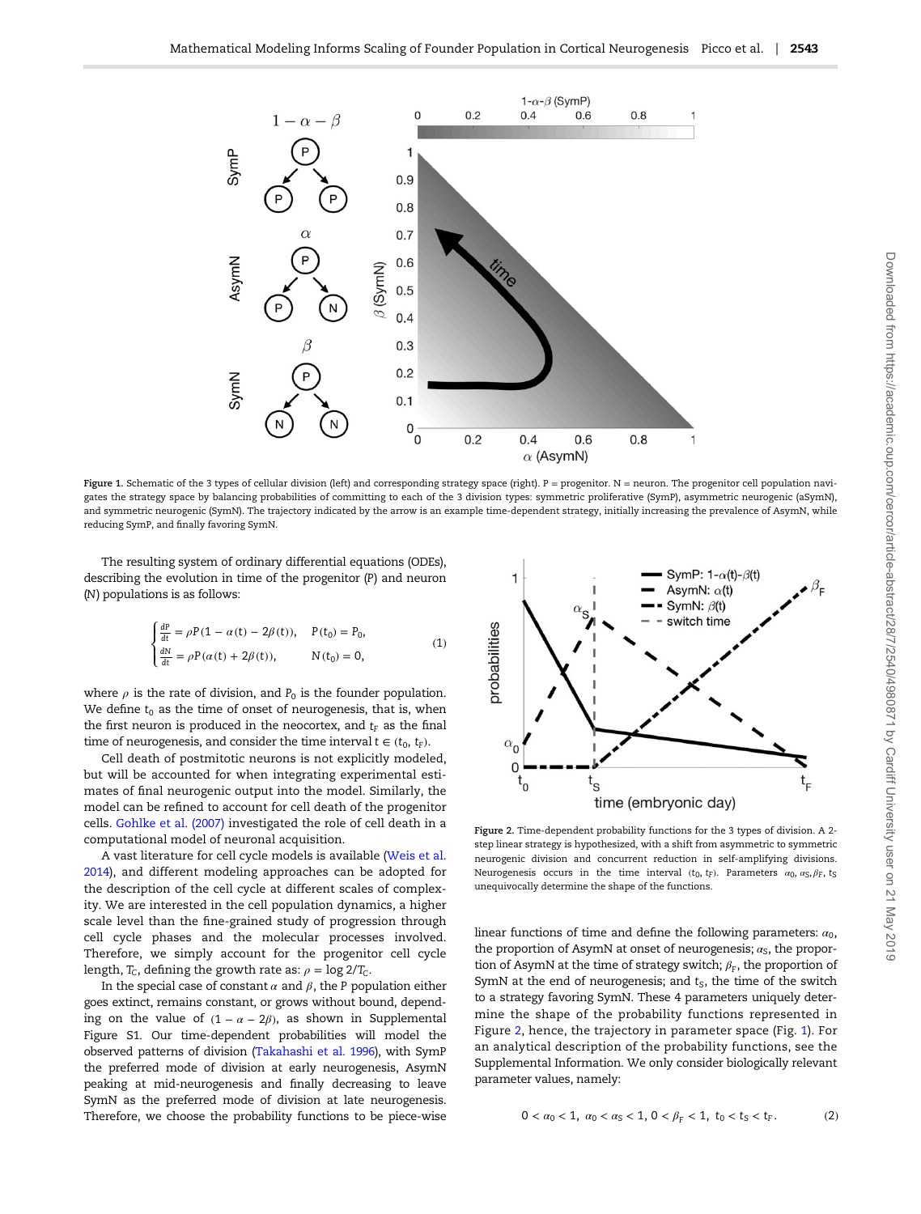Figure 1. Schematic of the 3 types of cellular division (left) and corresponding strategy space (right). P = progenitor. N = neuron. The progenitor cell population navigates the strategy space by balancing probabilities of committing to each of the 3 division types: symmetric proliferative (SymP), asymmetric neurogenic (aSymN), and symmetric neurogenic (SymN). The trajectory indicated by the arrow is an example time-dependent strategy, initially increasing the prevalence of AsymN, while reducing SymP, and finally favoring SymN.

The resulting system of ordinary differential equations (ODEs), describing the evolution in time of the progenitor (P) and neuron (N) populations is as follows:

$$
\begin{cases}
\frac{dP}{dt} = \rho P(1 - \alpha(t) - 2\beta(t)), & P(t_0) = P_0, \\
\frac{dN}{dt} = \rho P(\alpha(t) + 2\beta(t)), & N(t_0) = 0,
\end{cases}
\tag{1}
$$

where $\rho$ is the rate of division, and $P_0$ is the founder population. We define $t_0$ as the time of onset of neurogenesis, that is, when the first neuron is produced in the neocortex, and $t_F$ as the final time of neurogenesis, and consider the time interval $t \in (t_0, t_F)$.

Cell death of postmitotic neurons is not explicitly modeled, but will be accounted for when integrating experimental estimates of final neurogenic output into the model. Similarly, the model can be refined to account for cell death of the progenitor cells. Gohlke et al. (2007) investigated the role of cell death in a computational model of neuronal acquisition.

A vast literature for cell cycle models is available (Weis et al. 2014), and different modeling approaches can be adopted for the description of the cell cycle at different scales of complexity. We are interested in the cell population dynamics, a higher scale level than the fine-grained study of progression through cell cycle phases and the molecular processes involved. Therefore, we simply account for the progenitor cell cycle length, $T_C$, defining the growth rate as: $\rho = \log 2/T_C$.

In the special case of constant $\alpha$ and $\beta$, the $P$ population either goes extinct, remains constant, or grows without bound, depending on the value of $(1 - \alpha - 2\beta)$, as shown in Supplemental Figure S1. Our time-dependent probabilities will model the observed patterns of division (Takahashi et al. 1996), with SymP the preferred mode of division at early neurogenesis, AsymN peaking at mid-neurogenesis and finally decreasing to leave SymN as the preferred mode of division at late neurogenesis. Therefore, we choose the probability functions to be piece-wise linear functions of time and define the following parameters: $\alpha_0$, the proportion of AsymN at onset of neurogenesis; $\alpha_S$, the proportion of AsymN at the time of strategy switch; $\beta_F$, the proportion of SymN at the end of neurogenesis; and $t_S$, the time of the switch to a strategy favoring SymN. These 4 parameters uniquely determine the shape of the probability functions represented in Figure 2, hence, the trajectory in parameter space (Fig. 1). For an analytical description of the probability functions, see the Supplemental Information. We only consider biologically relevant parameter values, namely:

$$
0 < \alpha_0 < 1, \ \alpha_0 < \alpha_S < 1, \ 0 < \beta_F < 1, \ t_0 < t_S < t_F. \tag{2}
$$

Figure 2. Time-dependent probability functions for the 3 types of division. A 2-step linear strategy is hypothesized, with a shift from asymmetric to symmetric neurogenic division and concurrent reduction in self-amplifying divisions. Neurogenesis occurs in the time interval $(t_0, t_F)$. Parameters $\alpha_0, \alpha_S, \beta_F, t_S$ unequivocally determine the shape of the functions.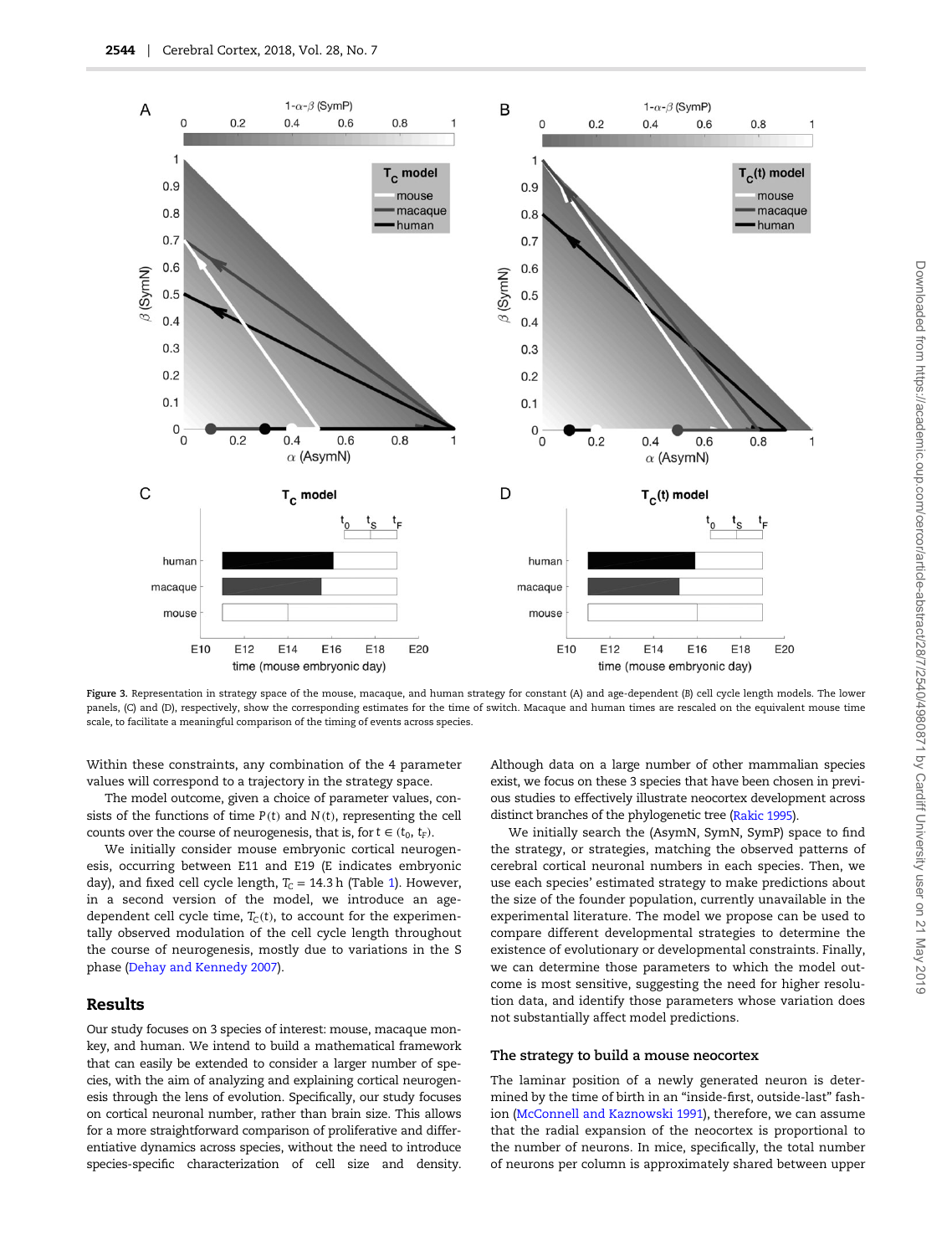Figure 3. Representation in strategy space of the mouse, macaque, and human strategy for constant (A) and age-dependent (B) cell cycle length models. The lower panels, (C) and (D), respectively, show the corresponding estimates for the time of switch. Macaque and human times are rescaled on the equivalent mouse time scale, to facilitate a meaningful comparison of the timing of events across species.

Within these constraints, any combination of the 4 parameter values will correspond to a trajectory in the strategy space.

The model outcome, given a choice of parameter values, consists of the functions of time $P(t)$ and $N(t)$, representing the cell counts over the course of neurogenesis, that is, for $t \in (t_0, t_F)$.

We initially consider mouse embryonic cortical neurogenesis, occurring between E11 and E19 (E indicates embryonic day), and fixed cell cycle length, $T_C = 14.3$ h (Table 1). However, in a second version of the model, we introduce an age-dependent cell cycle time, $T_C(t)$, to account for the experimentally observed modulation of the cell cycle length throughout the course of neurogenesis, mostly due to variations in the S phase (Dehay and Kennedy 2007).

## Results

Our study focuses on 3 species of interest: mouse, macaque monkey, and human. We intend to build a mathematical framework that can easily be extended to consider a larger number of species, with the aim of analyzing and explaining cortical neurogenesis through the lens of evolution. Specifically, our study focuses on cortical neuronal number, rather than brain size. This allows for a more straightforward comparison of proliferative and differentiative dynamics across species, without the need to introduce species-specific characterization of cell size and density. Although data on a large number of other mammalian species exist, we focus on these 3 species that have been chosen in previous studies to effectively illustrate neocortex development across distinct branches of the phylogenetic tree (Rakic 1995).

We initially search the (AsymN, SymN, SymP) space to find the strategy, or strategies, matching the observed patterns of cerebral cortical neuronal numbers in each species. Then, we use each species' estimated strategy to make predictions about the size of the founder population, currently unavailable in the experimental literature. The model we propose can be used to compare different developmental strategies to determine the existence of evolutionary or developmental constraints. Finally, we can determine those parameters to which the model outcome is most sensitive, suggesting the need for higher resolution data, and identify those parameters whose variation does not substantially affect model predictions.

### The strategy to build a mouse neocortex

The laminar position of a newly generated neuron is determined by the time of birth in an "inside-first, outside-last" fashion (McConnell and Kaznowski 1991), therefore, we can assume that the radial expansion of the neocortex is proportional to the number of neurons. In mice, specifically, the total number of neurons per column is approximately shared between upper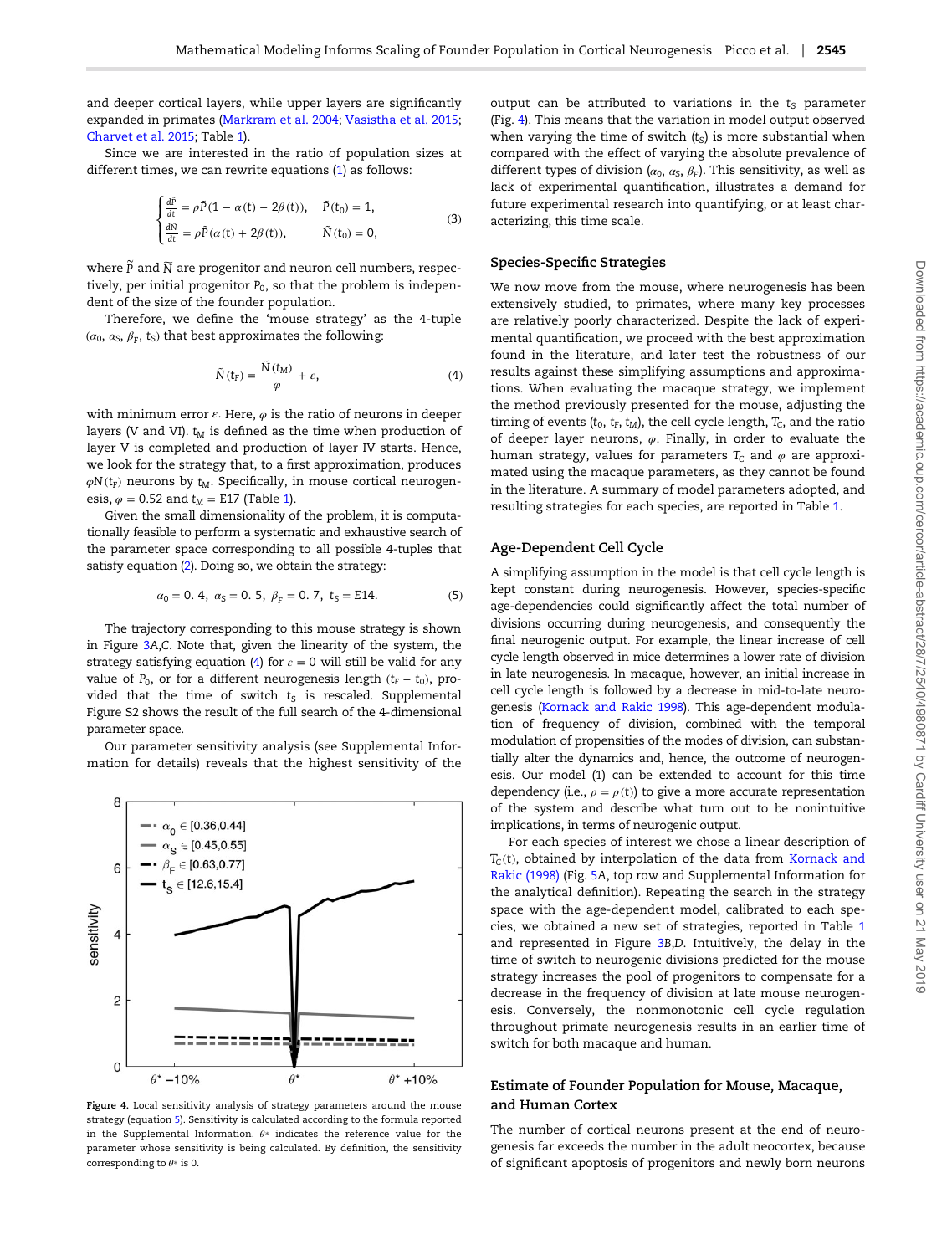and deeper cortical layers, while upper layers are significantly expanded in primates (Markram et al. 2004; Vasistha et al. 2015; Charvet et al. 2015; Table 1).

Since we are interested in the ratio of population sizes at different times, we can rewrite equations (1) as follows:

$$\begin{cases} \frac{d\tilde{P}}{dt} = \rho\tilde{P}(1-\alpha(t)-2\beta(t)), & \tilde{P}(t_0)=1, \\ \frac{d\tilde{N}}{dt} = \rho\tilde{P}(\alpha(t)+2\beta(t)), & \tilde{N}(t_0)=0, \end{cases} \tag{3}$$

where $\tilde{P}$ and $\tilde{N}$ are progenitor and neuron cell numbers, respectively, per initial progenitor $P_0$, so that the problem is independent of the size of the founder population.

Therefore, we define the 'mouse strategy' as the 4-tuple $(\alpha_0, \alpha_S, \beta_F, t_S)$ that best approximates the following:

$$\tilde{N}(t_F) = \frac{\tilde{N}(t_M)}{\varphi} + \varepsilon, \tag{4}$$

with minimum error $\varepsilon$. Here, $\varphi$ is the ratio of neurons in deeper layers (V and VI). $t_M$ is defined as the time when production of layer V is completed and production of layer IV starts. Hence, we look for the strategy that, to a first approximation, produces $\varphi N(t_F)$ neurons by $t_M$. Specifically, in mouse cortical neurogenesis, $\varphi = 0.52$ and $t_M = \text{E}17$ (Table 1).

Given the small dimensionality of the problem, it is computationally feasible to perform a systematic and exhaustive search of the parameter space corresponding to all possible 4-tuples that satisfy equation (2). Doing so, we obtain the strategy:

$$\alpha_0 = 0.4,\ \alpha_S = 0.5,\ \beta_F = 0.7,\ t_S = \text{E}14. \tag{5}$$

The trajectory corresponding to this mouse strategy is shown in Figure 3A,C. Note that, given the linearity of the system, the strategy satisfying equation (4) for $\varepsilon = 0$ will still be valid for any value of $P_0$, or for a different neurogenesis length $(t_F - t_0)$, provided that the time of switch $t_S$ is rescaled. Supplemental Figure S2 shows the result of the full search of the 4-dimensional parameter space.

Our parameter sensitivity analysis (see Supplemental Information for details) reveals that the highest sensitivity of the output can be attributed to variations in the $t_S$ parameter (Fig. 4). This means that the variation in model output observed when varying the time of switch ($t_S$) is more substantial when compared with the effect of varying the absolute prevalence of different types of division ($\alpha_0$, $\alpha_S$, $\beta_F$). This sensitivity, as well as lack of experimental quantification, illustrates a demand for future experimental research into quantifying, or at least characterizing, this time scale.

Figure 4. Local sensitivity analysis of strategy parameters around the mouse strategy (equation 5). Sensitivity is calculated according to the formula reported in the Supplemental Information. $\theta*$ indicates the reference value for the parameter whose sensitivity is being calculated. By definition, the sensitivity corresponding to $\theta*$ is 0.

## Species-Specific Strategies

We now move from the mouse, where neurogenesis has been extensively studied, to primates, where many key processes are relatively poorly characterized. Despite the lack of experimental quantification, we proceed with the best approximation found in the literature, and later test the robustness of our results against these simplifying assumptions and approximations. When evaluating the macaque strategy, we implement the method previously presented for the mouse, adjusting the timing of events ($t_0$, $t_F$, $t_M$), the cell cycle length, $T_C$, and the ratio of deeper layer neurons, $\varphi$. Finally, in order to evaluate the human strategy, values for parameters $T_C$ and $\varphi$ are approximated using the macaque parameters, as they cannot be found in the literature. A summary of model parameters adopted, and resulting strategies for each species, are reported in Table 1.

## Age-Dependent Cell Cycle

A simplifying assumption in the model is that cell cycle length is kept constant during neurogenesis. However, species-specific age-dependencies could significantly affect the total number of divisions occurring during neurogenesis, and consequently the final neurogenic output. For example, the linear increase of cell cycle length observed in mice determines a lower rate of division in late neurogenesis. In macaque, however, an initial increase in cell cycle length is followed by a decrease in mid-to-late neurogenesis (Kornack and Rakic 1998). This age-dependent modulation of frequency of division, combined with the temporal modulation of propensities of the modes of division, can substantially alter the dynamics and, hence, the outcome of neurogenesis. Our model (1) can be extended to account for this time dependency (i.e., $\rho = \rho(t)$) to give a more accurate representation of the system and describe what turn out to be nonintuitive implications, in terms of neurogenic output.

For each species of interest we chose a linear description of $T_C(t)$, obtained by interpolation of the data from Kornack and Rakic (1998) (Fig. 5A, top row and Supplemental Information for the analytical definition). Repeating the search in the strategy space with the age-dependent model, calibrated to each species, we obtained a new set of strategies, reported in Table 1 and represented in Figure 3B,D. Intuitively, the delay in the time of switch to neurogenic divisions predicted for the mouse strategy increases the pool of progenitors to compensate for a decrease in the frequency of division at late mouse neurogenesis. Conversely, the nonmonotonic cell cycle regulation throughout primate neurogenesis results in an earlier time of switch for both macaque and human.

## Estimate of Founder Population for Mouse, Macaque, and Human Cortex

The number of cortical neurons present at the end of neurogenesis far exceeds the number in the adult neocortex, because of significant apoptosis of progenitors and newly born neurons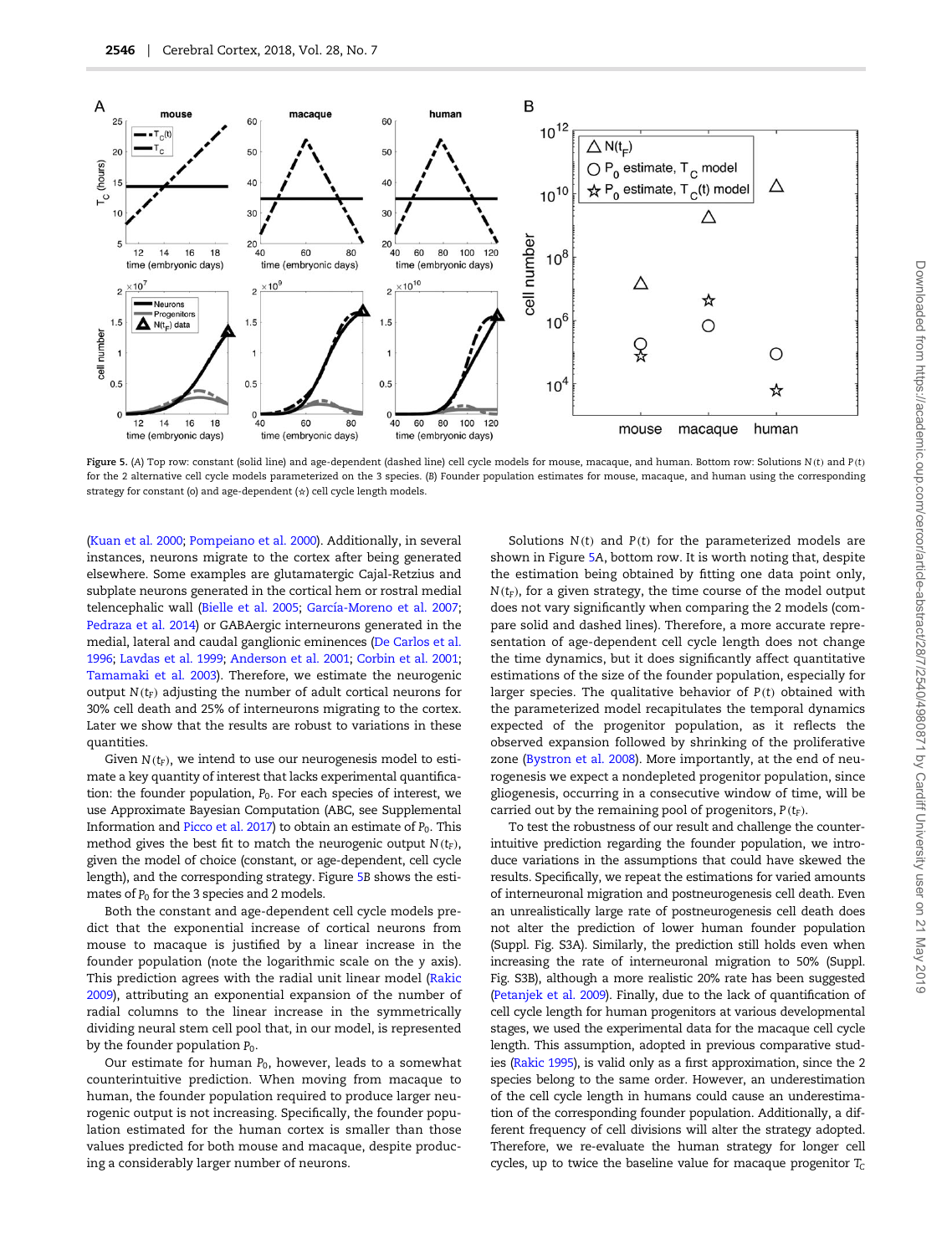Figure 5. (A) Top row: constant (solid line) and age-dependent (dashed line) cell cycle models for mouse, macaque, and human. Bottom row: Solutions $N(t)$ and $P(t)$ for the 2 alternative cell cycle models parameterized on the 3 species. (B) Founder population estimates for mouse, macaque, and human using the corresponding strategy for constant (○) and age-dependent (☆) cell cycle length models.

(Kuan et al. 2000; Pompeiano et al. 2000). Additionally, in several instances, neurons migrate to the cortex after being generated elsewhere. Some examples are glutamatergic Cajal-Retzius and subplate neurons generated in the cortical hem or rostral medial telencephalic wall (Bielle et al. 2005; García-Moreno et al. 2007; Pedraza et al. 2014) or GABAergic interneurons generated in the medial, lateral and caudal ganglionic eminences (De Carlos et al. 1996; Lavdas et al. 1999; Anderson et al. 2001; Corbin et al. 2001; Tamamaki et al. 2003). Therefore, we estimate the neurogenic output $N(t_F)$ adjusting the number of adult cortical neurons for 30% cell death and 25% of interneurons migrating to the cortex. Later we show that the results are robust to variations in these quantities.

Given $N(t_F)$, we intend to use our neurogenesis model to estimate a key quantity of interest that lacks experimental quantification: the founder population, $P_0$. For each species of interest, we use Approximate Bayesian Computation (ABC, see Supplemental Information and Picco et al. 2017) to obtain an estimate of $P_0$. This method gives the best fit to match the neurogenic output $N(t_F)$, given the model of choice (constant, or age-dependent, cell cycle length), and the corresponding strategy. Figure 5B shows the estimates of $P_0$ for the 3 species and 2 models.

Both the constant and age-dependent cell cycle models predict that the exponential increase of cortical neurons from mouse to macaque is justified by a linear increase in the founder population (note the logarithmic scale on the y axis). This prediction agrees with the radial unit linear model (Rakic 2009), attributing an exponential expansion of the number of radial columns to the linear increase in the symmetrically dividing neural stem cell pool that, in our model, is represented by the founder population $P_0$.

Our estimate for human $P_0$, however, leads to a somewhat counterintuitive prediction. When moving from macaque to human, the founder population required to produce larger neurogenic output is not increasing. Specifically, the founder population estimated for the human cortex is smaller than those values predicted for both mouse and macaque, despite producing a considerably larger number of neurons.

Solutions $N(t)$ and $P(t)$ for the parameterized models are shown in Figure 5A, bottom row. It is worth noting that, despite the estimation being obtained by fitting one data point only, $N(t_F)$, for a given strategy, the time course of the model output does not vary significantly when comparing the 2 models (compare solid and dashed lines). Therefore, a more accurate representation of age-dependent cell cycle length does not change the time dynamics, but it does significantly affect quantitative estimations of the size of the founder population, especially for larger species. The qualitative behavior of $P(t)$ obtained with the parameterized model recapitulates the temporal dynamics expected of the progenitor population, as it reflects the observed expansion followed by shrinking of the proliferative zone (Bystron et al. 2008). More importantly, at the end of neurogenesis we expect a nondepleted progenitor population, since gliogenesis, occurring in a consecutive window of time, will be carried out by the remaining pool of progenitors, $P(t_F)$.

To test the robustness of our result and challenge the counterintuitive prediction regarding the founder population, we introduce variations in the assumptions that could have skewed the results. Specifically, we repeat the estimations for varied amounts of interneuronal migration and postneurogenesis cell death. Even an unrealistically large rate of postneurogenesis cell death does not alter the prediction of lower human founder population (Suppl. Fig. S3A). Similarly, the prediction still holds even when increasing the rate of interneuronal migration to 50% (Suppl. Fig. S3B), although a more realistic 20% rate has been suggested (Petanjek et al. 2009). Finally, due to the lack of quantification of cell cycle length for human progenitors at various developmental stages, we used the experimental data for the macaque cell cycle length. This assumption, adopted in previous comparative studies (Rakic 1995), is valid only as a first approximation, since the 2 species belong to the same order. However, an underestimation of the cell cycle length in humans could cause an underestimation of the corresponding founder population. Additionally, a different frequency of cell divisions will alter the strategy adopted. Therefore, we re-evaluate the human strategy for longer cell cycles, up to twice the baseline value for macaque progenitor $T_C$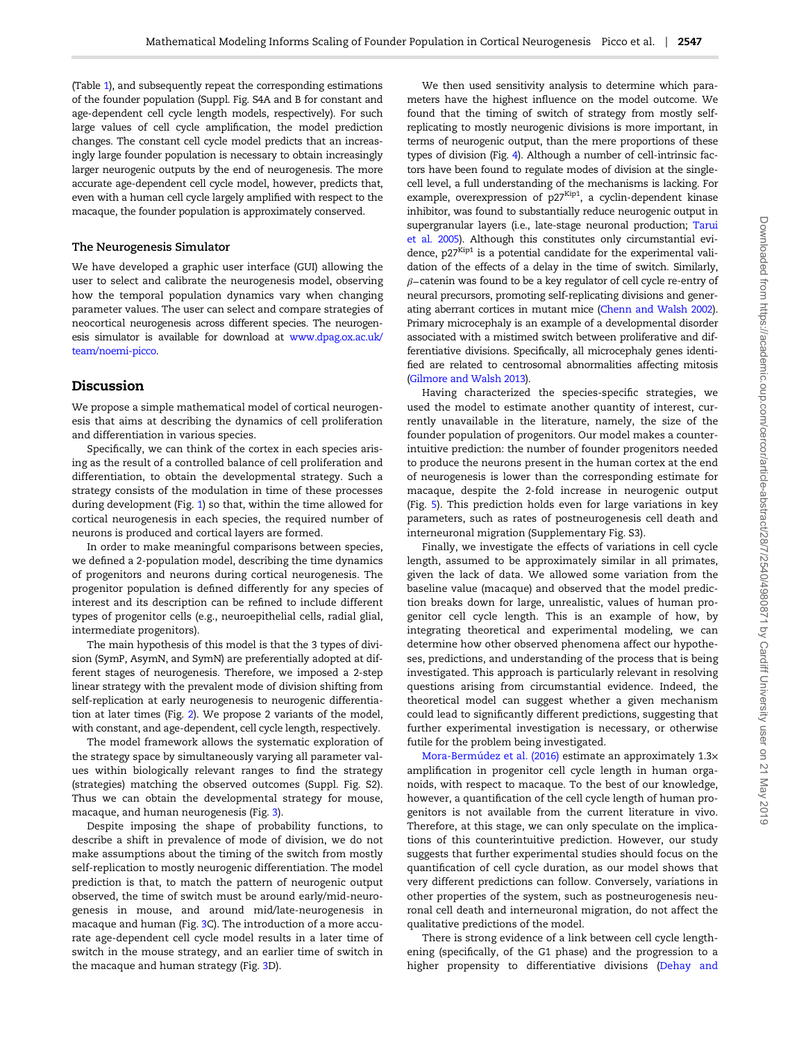(Table 1), and subsequently repeat the corresponding estimations of the founder population (Suppl. Fig. S4A and B for constant and age-dependent cell cycle length models, respectively). For such large values of cell cycle amplification, the model prediction changes. The constant cell cycle model predicts that an increasingly large founder population is necessary to obtain increasingly larger neurogenic outputs by the end of neurogenesis. The more accurate age-dependent cell cycle model, however, predicts that, even with a human cell cycle largely amplified with respect to the macaque, the founder population is approximately conserved.

### The Neurogenesis Simulator

We have developed a graphic user interface (GUI) allowing the user to select and calibrate the neurogenesis model, observing how the temporal population dynamics vary when changing parameter values. The user can select and compare strategies of neocortical neurogenesis across different species. The neurogenesis simulator is available for download at www.dpag.ox.ac.uk/team/noemi-picco.

## Discussion

We propose a simple mathematical model of cortical neurogenesis that aims at describing the dynamics of cell proliferation and differentiation in various species.

Specifically, we can think of the cortex in each species arising as the result of a controlled balance of cell proliferation and differentiation, to obtain the developmental strategy. Such a strategy consists of the modulation in time of these processes during development (Fig. 1) so that, within the time allowed for cortical neurogenesis in each species, the required number of neurons is produced and cortical layers are formed.

In order to make meaningful comparisons between species, we defined a 2-population model, describing the time dynamics of progenitors and neurons during cortical neurogenesis. The progenitor population is defined differently for any species of interest and its description can be refined to include different types of progenitor cells (e.g., neuroepithelial cells, radial glial, intermediate progenitors).

The main hypothesis of this model is that the 3 types of division (SymP, AsymN, and SymN) are preferentially adopted at different stages of neurogenesis. Therefore, we imposed a 2-step linear strategy with the prevalent mode of division shifting from self-replication at early neurogenesis to neurogenic differentiation at later times (Fig. 2). We propose 2 variants of the model, with constant, and age-dependent, cell cycle length, respectively.

The model framework allows the systematic exploration of the strategy space by simultaneously varying all parameter values within biologically relevant ranges to find the strategy (strategies) matching the observed outcomes (Suppl. Fig. S2). Thus we can obtain the developmental strategy for mouse, macaque, and human neurogenesis (Fig. 3).

Despite imposing the shape of probability functions, to describe a shift in prevalence of mode of division, we do not make assumptions about the timing of the switch from mostly self-replication to mostly neurogenic differentiation. The model prediction is that, to match the pattern of neurogenic output observed, the time of switch must be around early/mid-neurogenesis in mouse, and around mid/late-neurogenesis in macaque and human (Fig. 3C). The introduction of a more accurate age-dependent cell cycle model results in a later time of switch in the mouse strategy, and an earlier time of switch in the macaque and human strategy (Fig. 3D).

We then used sensitivity analysis to determine which parameters have the highest influence on the model outcome. We found that the timing of switch of strategy from mostly self-replicating to mostly neurogenic divisions is more important, in terms of neurogenic output, than the mere proportions of these types of division (Fig. 4). Although a number of cell-intrinsic factors have been found to regulate modes of division at the single-cell level, a full understanding of the mechanisms is lacking. For example, overexpression of $p27^{Kip1}$, a cyclin-dependent kinase inhibitor, was found to substantially reduce neurogenic output in supergranular layers (i.e., late-stage neuronal production; Tarui et al. 2005). Although this constitutes only circumstantial evidence, $p27^{Kip1}$ is a potential candidate for the experimental validation of the effects of a delay in the time of switch. Similarly, $\beta$−catenin was found to be a key regulator of cell cycle re-entry of neural precursors, promoting self-replicating divisions and generating aberrant cortices in mutant mice (Chenn and Walsh 2002). Primary microcephaly is an example of a developmental disorder associated with a mistimed switch between proliferative and differentiative divisions. Specifically, all microcephaly genes identified are related to centrosomal abnormalities affecting mitosis (Gilmore and Walsh 2013).

Having characterized the species-specific strategies, we used the model to estimate another quantity of interest, currently unavailable in the literature, namely, the size of the founder population of progenitors. Our model makes a counterintuitive prediction: the number of founder progenitors needed to produce the neurons present in the human cortex at the end of neurogenesis is lower than the corresponding estimate for macaque, despite the 2-fold increase in neurogenic output (Fig. 5). This prediction holds even for large variations in key parameters, such as rates of postneurogenesis cell death and interneuronal migration (Supplementary Fig. S3).

Finally, we investigate the effects of variations in cell cycle length, assumed to be approximately similar in all primates, given the lack of data. We allowed some variation from the baseline value (macaque) and observed that the model prediction breaks down for large, unrealistic, values of human progenitor cell cycle length. This is an example of how, by integrating theoretical and experimental modeling, we can determine how other observed phenomena affect our hypotheses, predictions, and understanding of the process that is being investigated. This approach is particularly relevant in resolving questions arising from circumstantial evidence. Indeed, the theoretical model can suggest whether a given mechanism could lead to significantly different predictions, suggesting that further experimental investigation is necessary, or otherwise futile for the problem being investigated.

Mora-Bermúdez et al. (2016) estimate an approximately 1.3× amplification in progenitor cell cycle length in human organoids, with respect to macaque. To the best of our knowledge, however, a quantification of the cell cycle length of human progenitors is not available from the current literature in vivo. Therefore, at this stage, we can only speculate on the implications of this counterintuitive prediction. However, our study suggests that further experimental studies should focus on the quantification of cell cycle duration, as our model shows that very different predictions can follow. Conversely, variations in other properties of the system, such as postneurogenesis neuronal cell death and interneuronal migration, do not affect the qualitative predictions of the model.

There is strong evidence of a link between cell cycle lengthening (specifically, of the G1 phase) and the progression to a higher propensity to differentiative divisions (Dehay and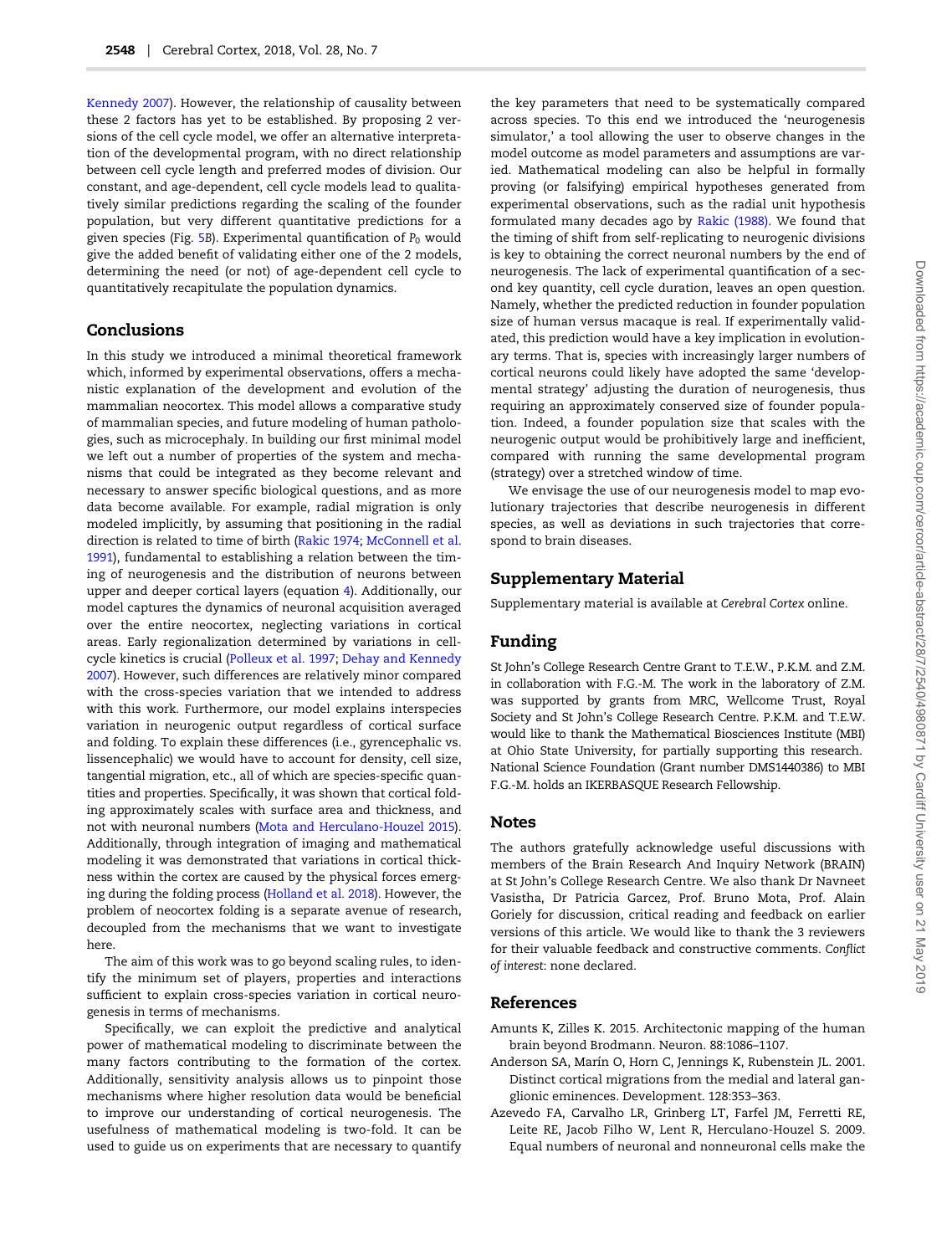Kennedy 2007). However, the relationship of causality between these 2 factors has yet to be established. By proposing 2 versions of the cell cycle model, we offer an alternative interpretation of the developmental program, with no direct relationship between cell cycle length and preferred modes of division. Our constant, and age-dependent, cell cycle models lead to qualitatively similar predictions regarding the scaling of the founder population, but very different quantitative predictions for a given species (Fig. 5B). Experimental quantification of $P_0$ would give the added benefit of validating either one of the 2 models, determining the need (or not) of age-dependent cell cycle to quantitatively recapitulate the population dynamics.

## Conclusions

In this study we introduced a minimal theoretical framework which, informed by experimental observations, offers a mechanistic explanation of the development and evolution of the mammalian neocortex. This model allows a comparative study of mammalian species, and future modeling of human pathologies, such as microcephaly. In building our first minimal model we left out a number of properties of the system and mechanisms that could be integrated as they become relevant and necessary to answer specific biological questions, and as more data become available. For example, radial migration is only modeled implicitly, by assuming that positioning in the radial direction is related to time of birth (Rakic 1974; McConnell et al. 1991), fundamental to establishing a relation between the timing of neurogenesis and the distribution of neurons between upper and deeper cortical layers (equation 4). Additionally, our model captures the dynamics of neuronal acquisition averaged over the entire neocortex, neglecting variations in cortical areas. Early regionalization determined by variations in cell-cycle kinetics is crucial (Polleux et al. 1997; Dehay and Kennedy 2007). However, such differences are relatively minor compared with the cross-species variation that we intended to address with this work. Furthermore, our model explains interspecies variation in neurogenic output regardless of cortical surface and folding. To explain these differences (i.e., gyrencephalic vs. lissencephalic) we would have to account for density, cell size, tangential migration, etc., all of which are species-specific quantities and properties. Specifically, it was shown that cortical folding approximately scales with surface area and thickness, and not with neuronal numbers (Mota and Herculano-Houzel 2015). Additionally, through integration of imaging and mathematical modeling it was demonstrated that variations in cortical thickness within the cortex are caused by the physical forces emerging during the folding process (Holland et al. 2018). However, the problem of neocortex folding is a separate avenue of research, decoupled from the mechanisms that we want to investigate here.

The aim of this work was to go beyond scaling rules, to identify the minimum set of players, properties and interactions sufficient to explain cross-species variation in cortical neurogenesis in terms of mechanisms.

Specifically, we can exploit the predictive and analytical power of mathematical modeling to discriminate between the many factors contributing to the formation of the cortex. Additionally, sensitivity analysis allows us to pinpoint those mechanisms where higher resolution data would be beneficial to improve our understanding of cortical neurogenesis. The usefulness of mathematical modeling is two-fold. It can be used to guide us on experiments that are necessary to quantify the key parameters that need to be systematically compared across species. To this end we introduced the 'neurogenesis simulator,' a tool allowing the user to observe changes in the model outcome as model parameters and assumptions are varied. Mathematical modeling can also be helpful in formally proving (or falsifying) empirical hypotheses generated from experimental observations, such as the radial unit hypothesis formulated many decades ago by Rakic (1988). We found that the timing of shift from self-replicating to neurogenic divisions is key to obtaining the correct neuronal numbers by the end of neurogenesis. The lack of experimental quantification of a second key quantity, cell cycle duration, leaves an open question. Namely, whether the predicted reduction in founder population size of human versus macaque is real. If experimentally validated, this prediction would have a key implication in evolutionary terms. That is, species with increasingly larger numbers of cortical neurons could likely have adopted the same 'developmental strategy' adjusting the duration of neurogenesis, thus requiring an approximately conserved size of founder population. Indeed, a founder population size that scales with the neurogenic output would be prohibitively large and inefficient, compared with running the same developmental program (strategy) over a stretched window of time.

We envisage the use of our neurogenesis model to map evolutionary trajectories that describe neurogenesis in different species, as well as deviations in such trajectories that correspond to brain diseases.

## Supplementary Material

Supplementary material is available at *Cerebral Cortex* online.

## Funding

St John's College Research Centre Grant to T.E.W., P.K.M. and Z.M. in collaboration with F.G.-M. The work in the laboratory of Z.M. was supported by grants from MRC, Wellcome Trust, Royal Society and St John's College Research Centre. P.K.M. and T.E.W. would like to thank the Mathematical Biosciences Institute (MBI) at Ohio State University, for partially supporting this research. National Science Foundation (Grant number DMS1440386) to MBI F.G.-M. holds an IKERBASQUE Research Fellowship.

## Notes

The authors gratefully acknowledge useful discussions with members of the Brain Research And Inquiry Network (BRAIN) at St John's College Research Centre. We also thank Dr Navneet Vasistha, Dr Patricia Garcez, Prof. Bruno Mota, Prof. Alain Goriely for discussion, critical reading and feedback on earlier versions of this article. We would like to thank the 3 reviewers for their valuable feedback and constructive comments. *Conflict of interest*: none declared.

## References

Amunts K, Zilles K. 2015. Architectonic mapping of the human brain beyond Brodmann. Neuron. 88:1086–1107.

Anderson SA, Marín O, Horn C, Jennings K, Rubenstein JL. 2001. Distinct cortical migrations from the medial and lateral ganglionic eminences. Development. 128:353–363.

Azevedo FA, Carvalho LR, Grinberg LT, Farfel JM, Ferretti RE, Leite RE, Jacob Filho W, Lent R, Herculano-Houzel S. 2009. Equal numbers of neuronal and nonneuronal cells make the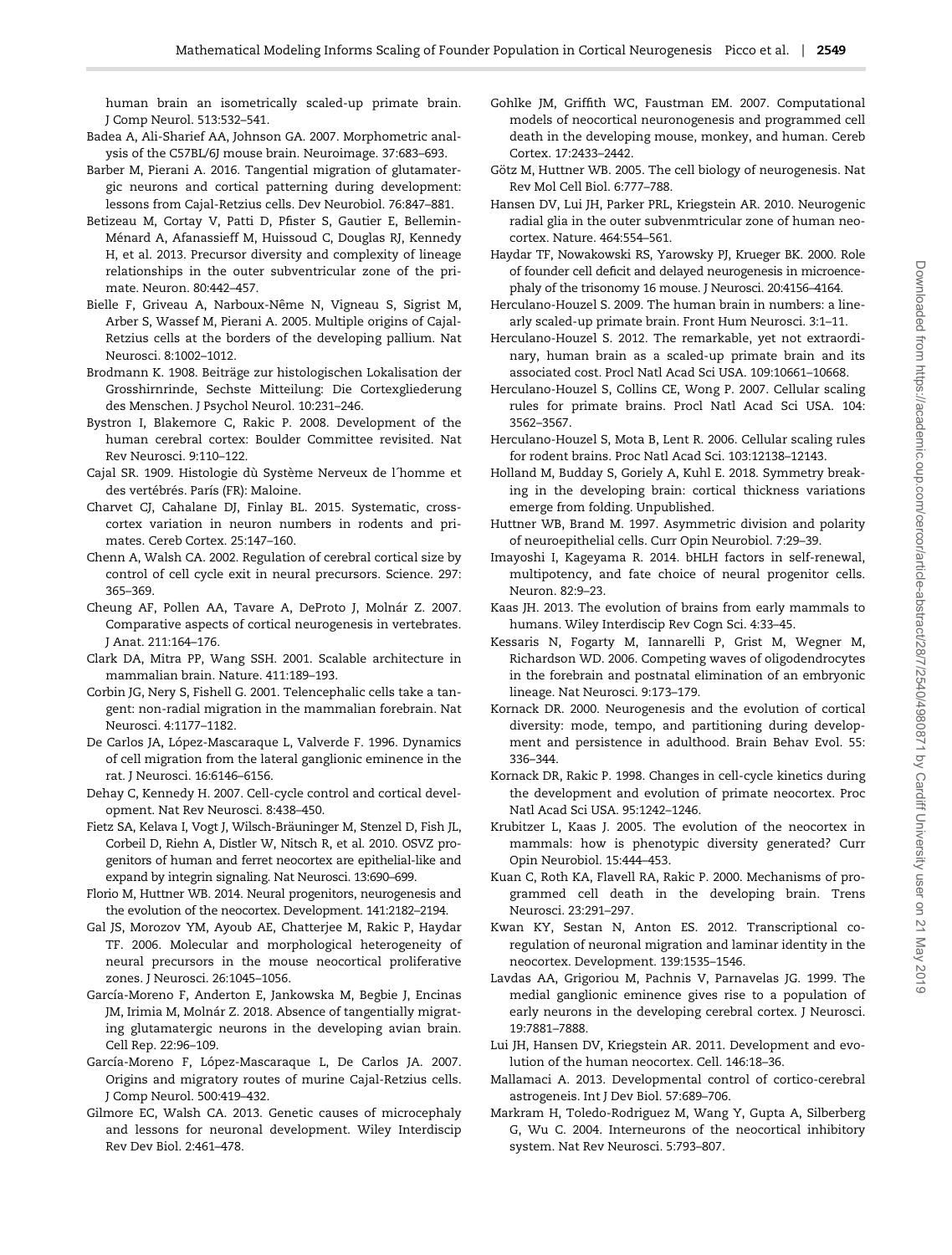human brain an isometrically scaled-up primate brain. J Comp Neurol. 513:532–541.

Badea A, Ali-Sharief AA, Johnson GA. 2007. Morphometric analysis of the C57BL/6J mouse brain. Neuroimage. 37:683–693.

Barber M, Pierani A. 2016. Tangential migration of glutamatergic neurons and cortical patterning during development: lessons from Cajal-Retzius cells. Dev Neurobiol. 76:847–881.

Betizeau M, Cortay V, Patti D, Pfister S, Gautier E, Bellemin-Ménard A, Afanassieff M, Huissoud C, Douglas RJ, Kennedy H, et al. 2013. Precursor diversity and complexity of lineage relationships in the outer subventricular zone of the primate. Neuron. 80:442–457.

Bielle F, Griveau A, Narboux-Nême N, Vigneau S, Sigrist M, Arber S, Wassef M, Pierani A. 2005. Multiple origins of Cajal-Retzius cells at the borders of the developing pallium. Nat Neurosci. 8:1002–1012.

Brodmann K. 1908. Beiträge zur histologischen Lokalisation der Grosshirnrinde, Sechste Mitteilung: Die Cortexgliederung des Menschen. J Psychol Neurol. 10:231–246.

Bystron I, Blakemore C, Rakic P. 2008. Development of the human cerebral cortex: Boulder Committee revisited. Nat Rev Neurosci. 9:110–122.

Cajal SR. 1909. Histologie dù Système Nerveux de l´homme et des vertébrés. París (FR): Maloine.

Charvet CJ, Cahalane DJ, Finlay BL. 2015. Systematic, cross-cortex variation in neuron numbers in rodents and primates. Cereb Cortex. 25:147–160.

Chenn A, Walsh CA. 2002. Regulation of cerebral cortical size by control of cell cycle exit in neural precursors. Science. 297: 365–369.

Cheung AF, Pollen AA, Tavare A, DeProto J, Molnár Z. 2007. Comparative aspects of cortical neurogenesis in vertebrates. J Anat. 211:164–176.

Clark DA, Mitra PP, Wang SSH. 2001. Scalable architecture in mammalian brain. Nature. 411:189–193.

Corbin JG, Nery S, Fishell G. 2001. Telencephalic cells take a tangent: non-radial migration in the mammalian forebrain. Nat Neurosci. 4:1177–1182.

De Carlos JA, López-Mascaraque L, Valverde F. 1996. Dynamics of cell migration from the lateral ganglionic eminence in the rat. J Neurosci. 16:6146–6156.

Dehay C, Kennedy H. 2007. Cell-cycle control and cortical development. Nat Rev Neurosci. 8:438–450.

Fietz SA, Kelava I, Vogt J, Wilsch-Bräuninger M, Stenzel D, Fish JL, Corbeil D, Riehn A, Distler W, Nitsch R, et al. 2010. OSVZ progenitors of human and ferret neocortex are epithelial-like and expand by integrin signaling. Nat Neurosci. 13:690–699.

Florio M, Huttner WB. 2014. Neural progenitors, neurogenesis and the evolution of the neocortex. Development. 141:2182–2194.

Gal JS, Morozov YM, Ayoub AE, Chatterjee M, Rakic P, Haydar TF. 2006. Molecular and morphological heterogeneity of neural precursors in the mouse neocortical proliferative zones. J Neurosci. 26:1045–1056.

García-Moreno F, Anderton E, Jankowska M, Begbie J, Encinas JM, Irimia M, Molnár Z. 2018. Absence of tangentially migrating glutamatergic neurons in the developing avian brain. Cell Rep. 22:96–109.

García-Moreno F, López-Mascaraque L, De Carlos JA. 2007. Origins and migratory routes of murine Cajal-Retzius cells. J Comp Neurol. 500:419–432.

Gilmore EC, Walsh CA. 2013. Genetic causes of microcephaly and lessons for neuronal development. Wiley Interdiscip Rev Dev Biol. 2:461–478.

Gohlke JM, Griffith WC, Faustman EM. 2007. Computational models of neocortical neuronogenesis and programmed cell death in the developing mouse, monkey, and human. Cereb Cortex. 17:2433–2442.

Götz M, Huttner WB. 2005. The cell biology of neurogenesis. Nat Rev Mol Cell Biol. 6:777–788.

Hansen DV, Lui JH, Parker PRL, Kriegstein AR. 2010. Neurogenic radial glia in the outer subvenmtricular zone of human neocortex. Nature. 464:554–561.

Haydar TF, Nowakowski RS, Yarowsky PJ, Krueger BK. 2000. Role of founder cell deficit and delayed neurogenesis in microencephaly of the trisonomy 16 mouse. J Neurosci. 20:4156–4164.

Herculano-Houzel S. 2009. The human brain in numbers: a linearly scaled-up primate brain. Front Hum Neurosci. 3:1–11.

Herculano-Houzel S. 2012. The remarkable, yet not extraordinary, human brain as a scaled-up primate brain and its associated cost. Procl Natl Acad Sci USA. 109:10661–10668.

Herculano-Houzel S, Collins CE, Wong P. 2007. Cellular scaling rules for primate brains. Procl Natl Acad Sci USA. 104: 3562–3567.

Herculano-Houzel S, Mota B, Lent R. 2006. Cellular scaling rules for rodent brains. Proc Natl Acad Sci. 103:12138–12143.

Holland M, Budday S, Goriely A, Kuhl E. 2018. Symmetry breaking in the developing brain: cortical thickness variations emerge from folding. Unpublished.

Huttner WB, Brand M. 1997. Asymmetric division and polarity of neuroepithelial cells. Curr Opin Neurobiol. 7:29–39.

Imayoshi I, Kageyama R. 2014. bHLH factors in self-renewal, multipotency, and fate choice of neural progenitor cells. Neuron. 82:9–23.

Kaas JH. 2013. The evolution of brains from early mammals to humans. Wiley Interdiscip Rev Cogn Sci. 4:33–45.

Kessaris N, Fogarty M, Iannarelli P, Grist M, Wegner M, Richardson WD. 2006. Competing waves of oligodendrocytes in the forebrain and postnatal elimination of an embryonic lineage. Nat Neurosci. 9:173–179.

Kornack DR. 2000. Neurogenesis and the evolution of cortical diversity: mode, tempo, and partitioning during development and persistence in adulthood. Brain Behav Evol. 55: 336–344.

Kornack DR, Rakic P. 1998. Changes in cell-cycle kinetics during the development and evolution of primate neocortex. Proc Natl Acad Sci USA. 95:1242–1246.

Krubitzer L, Kaas J. 2005. The evolution of the neocortex in mammals: how is phenotypic diversity generated? Curr Opin Neurobiol. 15:444–453.

Kuan C, Roth KA, Flavell RA, Rakic P. 2000. Mechanisms of programmed cell death in the developing brain. Trens Neurosci. 23:291–297.

Kwan KY, Sestan N, Anton ES. 2012. Transcriptional co-regulation of neuronal migration and laminar identity in the neocortex. Development. 139:1535–1546.

Lavdas AA, Grigoriou M, Pachnis V, Parnavelas JG. 1999. The medial ganglionic eminence gives rise to a population of early neurons in the developing cerebral cortex. J Neurosci. 19:7881–7888.

Lui JH, Hansen DV, Kriegstein AR. 2011. Development and evolution of the human neocortex. Cell. 146:18–36.

Mallamaci A. 2013. Developmental control of cortico-cerebral astrogeneis. Int J Dev Biol. 57:689–706.

Markram H, Toledo-Rodriguez M, Wang Y, Gupta A, Silberberg G, Wu C. 2004. Interneurons of the neocortical inhibitory system. Nat Rev Neurosci. 5:793–807.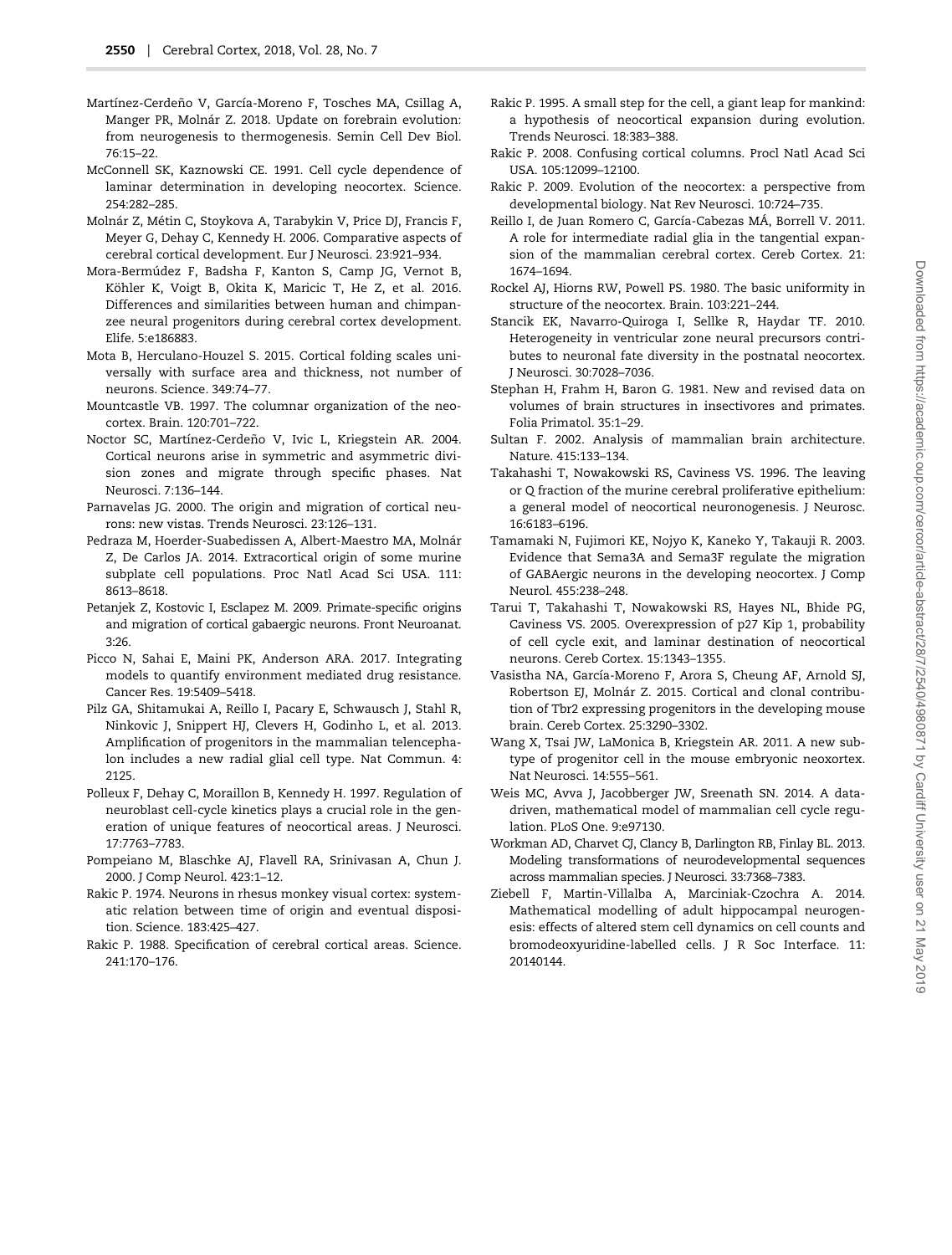Martínez-Cerdeño V, García-Moreno F, Tosches MA, Csillag A, Manger PR, Molnár Z. 2018. Update on forebrain evolution: from neurogenesis to thermogenesis. Semin Cell Dev Biol. 76:15–22.

McConnell SK, Kaznowski CE. 1991. Cell cycle dependence of laminar determination in developing neocortex. Science. 254:282–285.

Molnár Z, Métin C, Stoykova A, Tarabykin V, Price DJ, Francis F, Meyer G, Dehay C, Kennedy H. 2006. Comparative aspects of cerebral cortical development. Eur J Neurosci. 23:921–934.

Mora-Bermúdez F, Badsha F, Kanton S, Camp JG, Vernot B, Köhler K, Voigt B, Okita K, Maricic T, He Z, et al. 2016. Differences and similarities between human and chimpanzee neural progenitors during cerebral cortex development. Elife. 5:e186883.

Mota B, Herculano-Houzel S. 2015. Cortical folding scales universally with surface area and thickness, not number of neurons. Science. 349:74–77.

Mountcastle VB. 1997. The columnar organization of the neocortex. Brain. 120:701–722.

Noctor SC, Martínez-Cerdeño V, Ivic L, Kriegstein AR. 2004. Cortical neurons arise in symmetric and asymmetric division zones and migrate through specific phases. Nat Neurosci. 7:136–144.

Parnavelas JG. 2000. The origin and migration of cortical neurons: new vistas. Trends Neurosci. 23:126–131.

Pedraza M, Hoerder-Suabedissen A, Albert-Maestro MA, Molnár Z, De Carlos JA. 2014. Extracortical origin of some murine subplate cell populations. Proc Natl Acad Sci USA. 111: 8613–8618.

Petanjek Z, Kostovic I, Esclapez M. 2009. Primate-specific origins and migration of cortical gabaergic neurons. Front Neuroanat. 3:26.

Picco N, Sahai E, Maini PK, Anderson ARA. 2017. Integrating models to quantify environment mediated drug resistance. Cancer Res. 19:5409–5418.

Pilz GA, Shitamukai A, Reillo I, Pacary E, Schwausch J, Stahl R, Ninkovic J, Snippert HJ, Clevers H, Godinho L, et al. 2013. Amplification of progenitors in the mammalian telencephalon includes a new radial glial cell type. Nat Commun. 4: 2125.

Polleux F, Dehay C, Moraillon B, Kennedy H. 1997. Regulation of neuroblast cell-cycle kinetics plays a crucial role in the generation of unique features of neocortical areas. J Neurosci. 17:7763–7783.

Pompeiano M, Blaschke AJ, Flavell RA, Srinivasan A, Chun J. 2000. J Comp Neurol. 423:1–12.

Rakic P. 1974. Neurons in rhesus monkey visual cortex: systematic relation between time of origin and eventual disposition. Science. 183:425–427.

Rakic P. 1988. Specification of cerebral cortical areas. Science. 241:170–176.

Rakic P. 1995. A small step for the cell, a giant leap for mankind: a hypothesis of neocortical expansion during evolution. Trends Neurosci. 18:383–388.

Rakic P. 2008. Confusing cortical columns. Procl Natl Acad Sci USA. 105:12099–12100.

Rakic P. 2009. Evolution of the neocortex: a perspective from developmental biology. Nat Rev Neurosci. 10:724–735.

Reillo I, de Juan Romero C, García-Cabezas MÁ, Borrell V. 2011. A role for intermediate radial glia in the tangential expansion of the mammalian cerebral cortex. Cereb Cortex. 21: 1674–1694.

Rockel AJ, Hiorns RW, Powell PS. 1980. The basic uniformity in structure of the neocortex. Brain. 103:221–244.

Stancik EK, Navarro-Quiroga I, Sellke R, Haydar TF. 2010. Heterogeneity in ventricular zone neural precursors contributes to neuronal fate diversity in the postnatal neocortex. J Neurosci. 30:7028–7036.

Stephan H, Frahm H, Baron G. 1981. New and revised data on volumes of brain structures in insectivores and primates. Folia Primatol. 35:1–29.

Sultan F. 2002. Analysis of mammalian brain architecture. Nature. 415:133–134.

Takahashi T, Nowakowski RS, Caviness VS. 1996. The leaving or Q fraction of the murine cerebral proliferative epithelium: a general model of neocortical neuronogenesis. J Neurosc. 16:6183–6196.

Tamamaki N, Fujimori KE, Nojyo K, Kaneko Y, Takauji R. 2003. Evidence that Sema3A and Sema3F regulate the migration of GABAergic neurons in the developing neocortex. J Comp Neurol. 455:238–248.

Tarui T, Takahashi T, Nowakowski RS, Hayes NL, Bhide PG, Caviness VS. 2005. Overexpression of p27 Kip 1, probability of cell cycle exit, and laminar destination of neocortical neurons. Cereb Cortex. 15:1343–1355.

Vasistha NA, García-Moreno F, Arora S, Cheung AF, Arnold SJ, Robertson EJ, Molnár Z. 2015. Cortical and clonal contribution of Tbr2 expressing progenitors in the developing mouse brain. Cereb Cortex. 25:3290–3302.

Wang X, Tsai JW, LaMonica B, Kriegstein AR. 2011. A new subtype of progenitor cell in the mouse embryonic neoxortex. Nat Neurosci. 14:555–561.

Weis MC, Avva J, Jacobberger JW, Sreenath SN. 2014. A data-driven, mathematical model of mammalian cell cycle regulation. PLoS One. 9:e97130.

Workman AD, Charvet CJ, Clancy B, Darlington RB, Finlay BL. 2013. Modeling transformations of neurodevelopmental sequences across mammalian species. J Neurosci. 33:7368–7383.

Ziebell F, Martin-Villalba A, Marciniak-Czochra A. 2014. Mathematical modelling of adult hippocampal neurogenesis: effects of altered stem cell dynamics on cell counts and bromodeoxyuridine-labelled cells. J R Soc Interface. 11: 20140144.